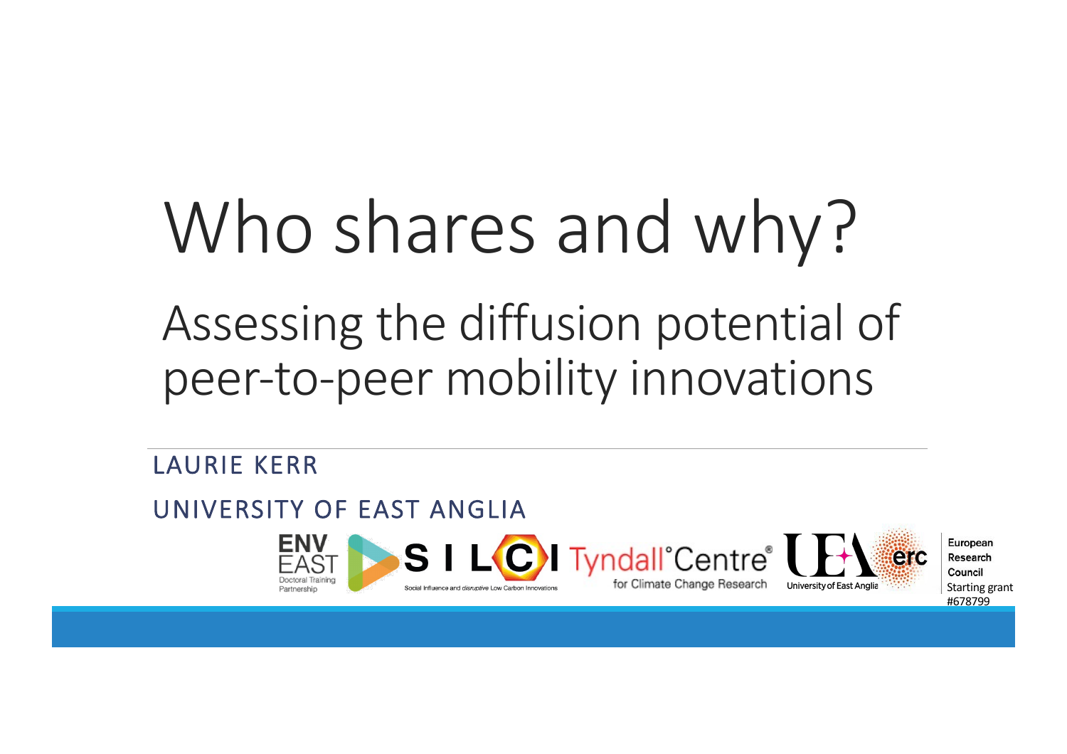# Who shares and why?

## Assessing the diffusion potential of peer-to-peer mobility innovations

LAURIE KERR

UNIVERSITY OF EAST ANGLIA

ENV EAST Doctoral Training Partnership

SILCI Social Influence and *disruptive* Low Carbon Innovations

Tyndall°Centre® for Climate Change Research

University of East Anglia

European Research Council Starting grant #678799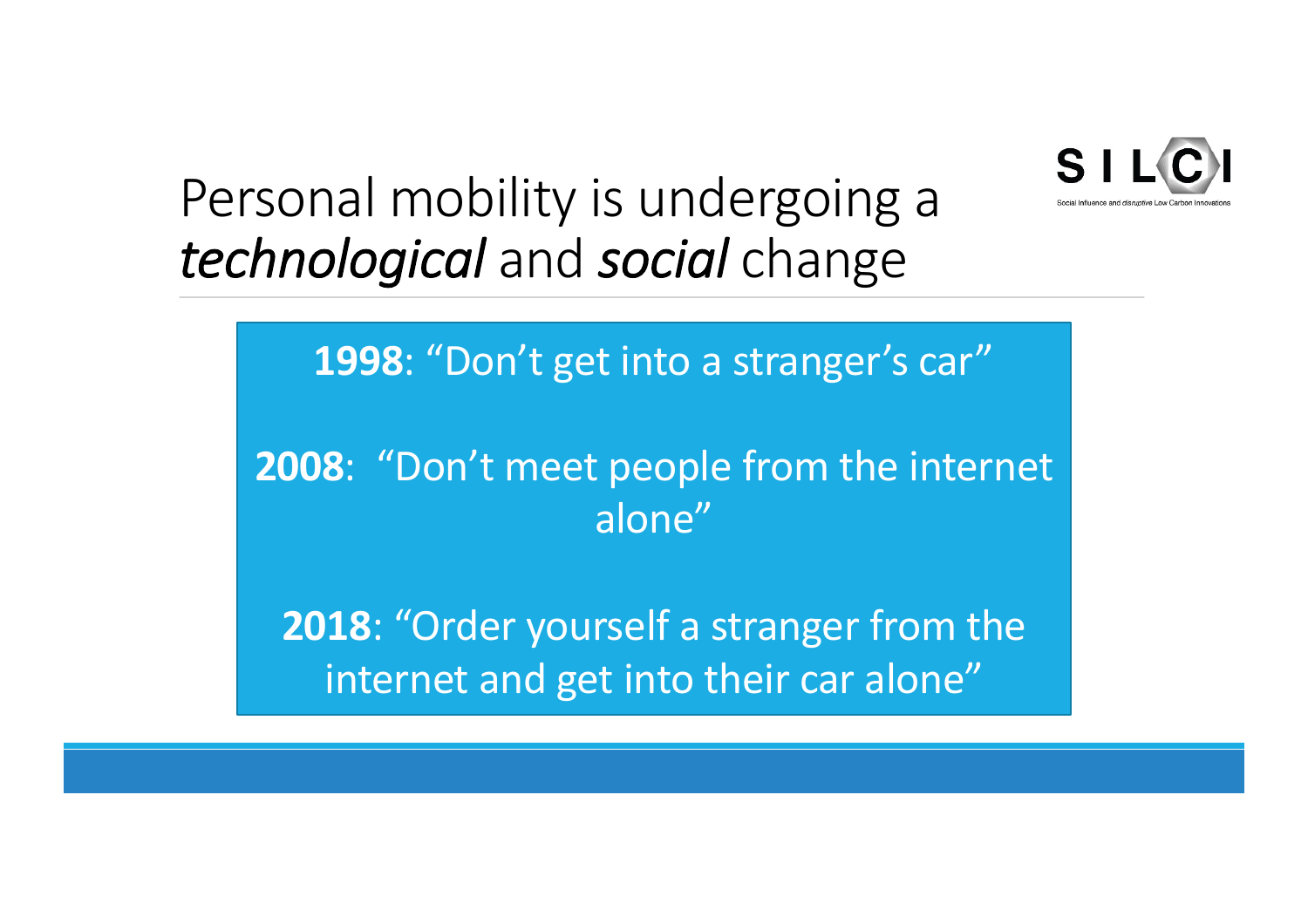# Personal mobility is undergoing a *technological* and *social* change

**1998**: "Don't get into a stranger's car"

**2008**: "Don't meet people from the internet alone"

**2018**: "Order yourself a stranger from the internet and get into their car alone"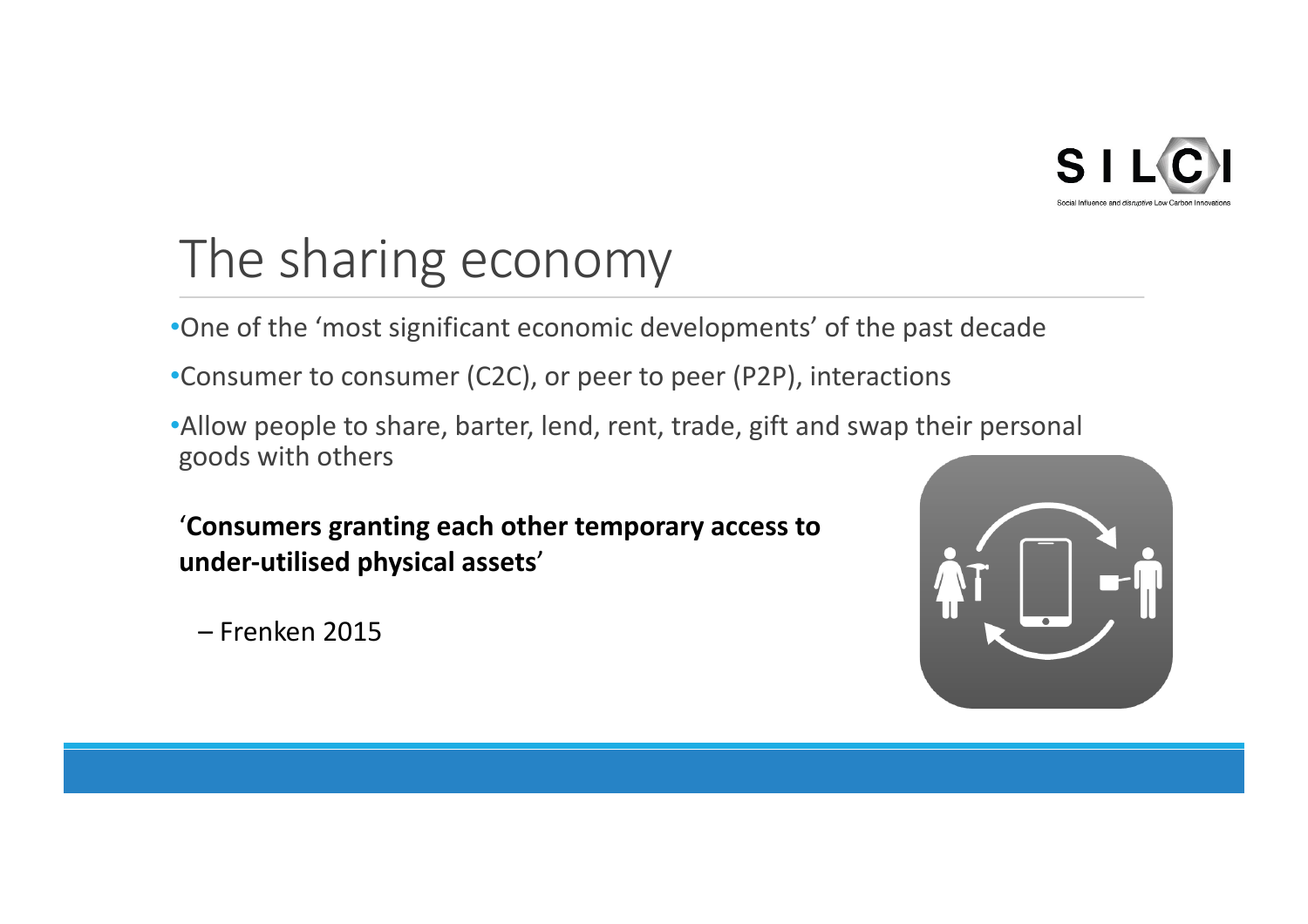# The sharing economy

- One of the 'most significant economic developments' of the past decade
- Consumer to consumer (C2C), or peer to peer (P2P), interactions
- Allow people to share, barter, lend, rent, trade, gift and swap their personal goods with others

'**Consumers granting each other temporary access to under-utilised physical assets**'

– Frenken 2015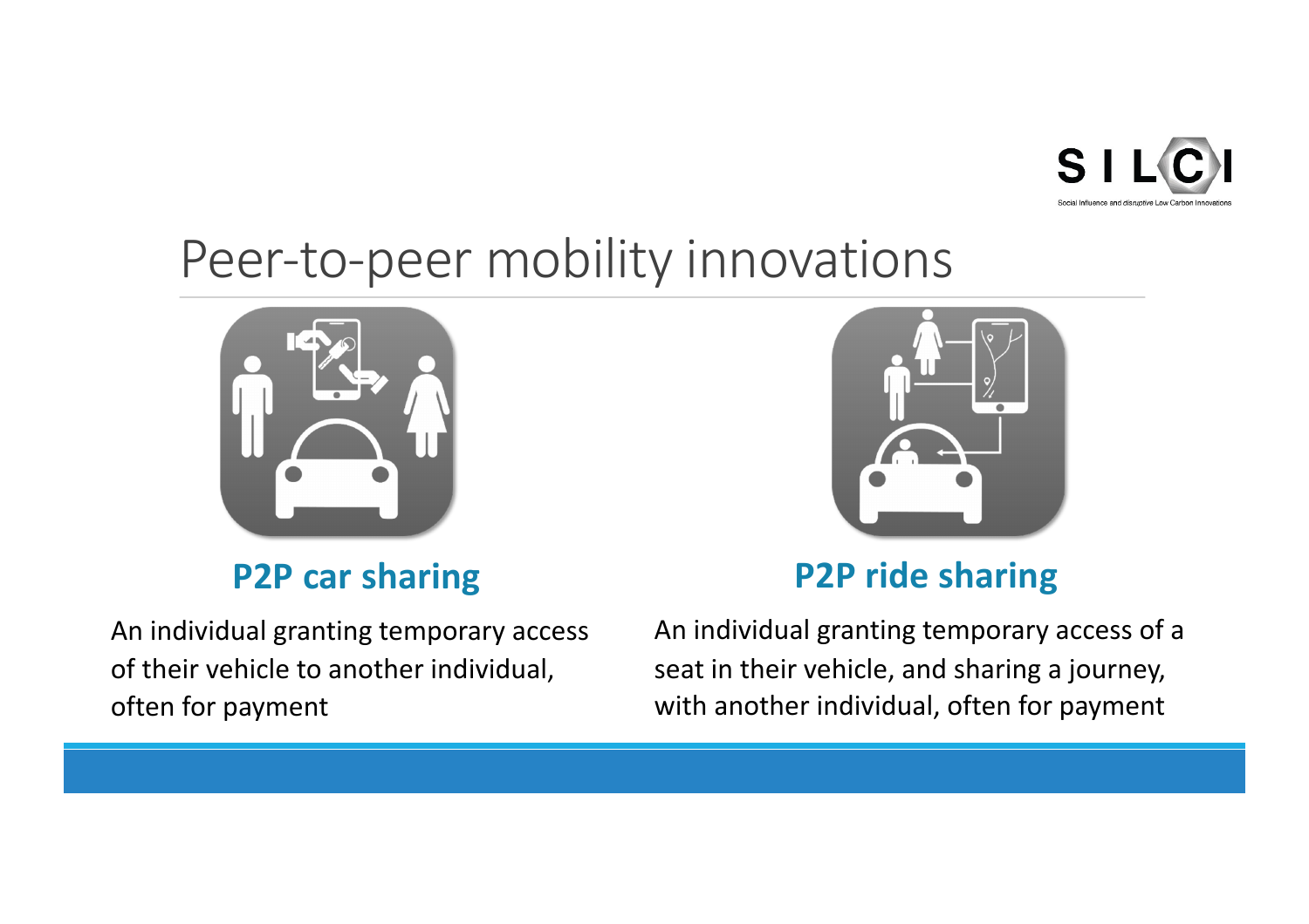# Peer-to-peer mobility innovations

## P2P car sharing

An individual granting temporary access of their vehicle to another individual, often for payment

## P2P ride sharing

An individual granting temporary access of a seat in their vehicle, and sharing a journey, with another individual, often for payment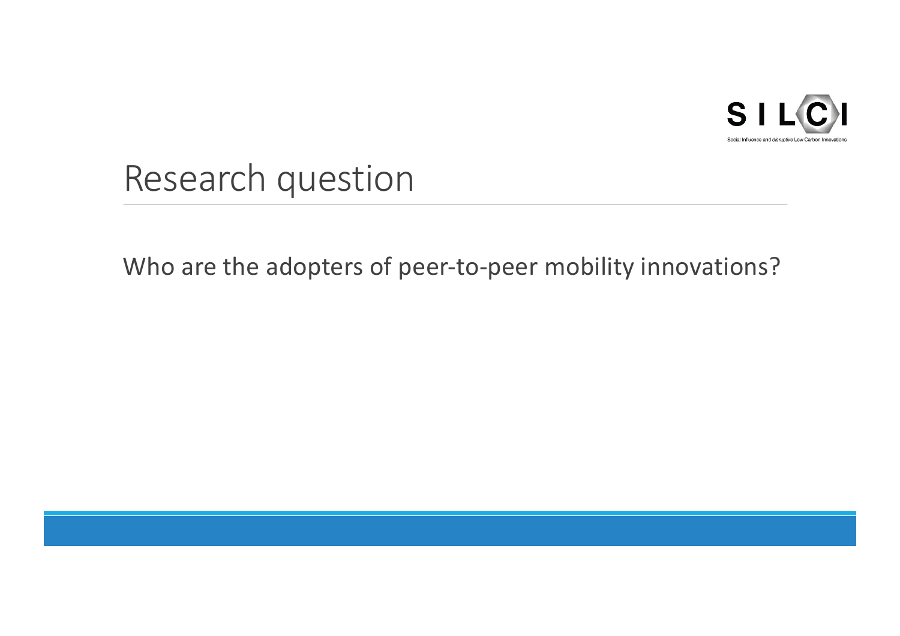# Research question

Who are the adopters of peer-to-peer mobility innovations?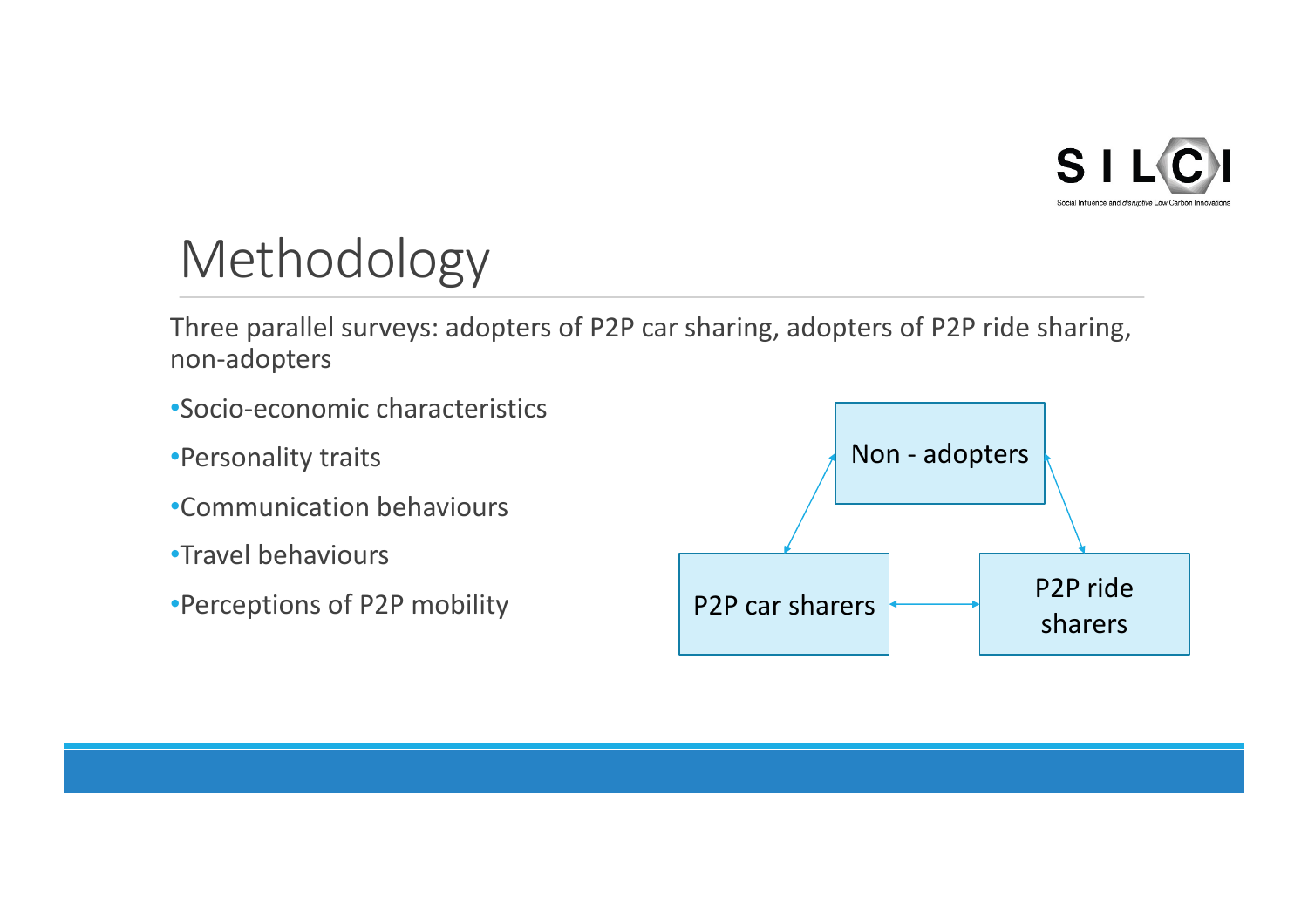# Methodology

Three parallel surveys: adopters of P2P car sharing, adopters of P2P ride sharing, non-adopters

- Socio-economic characteristics
- Personality traits
- Communication behaviours
- Travel behaviours
- Perceptions of P2P mobility

Non - adopters

P2P car sharers

P2P ride sharers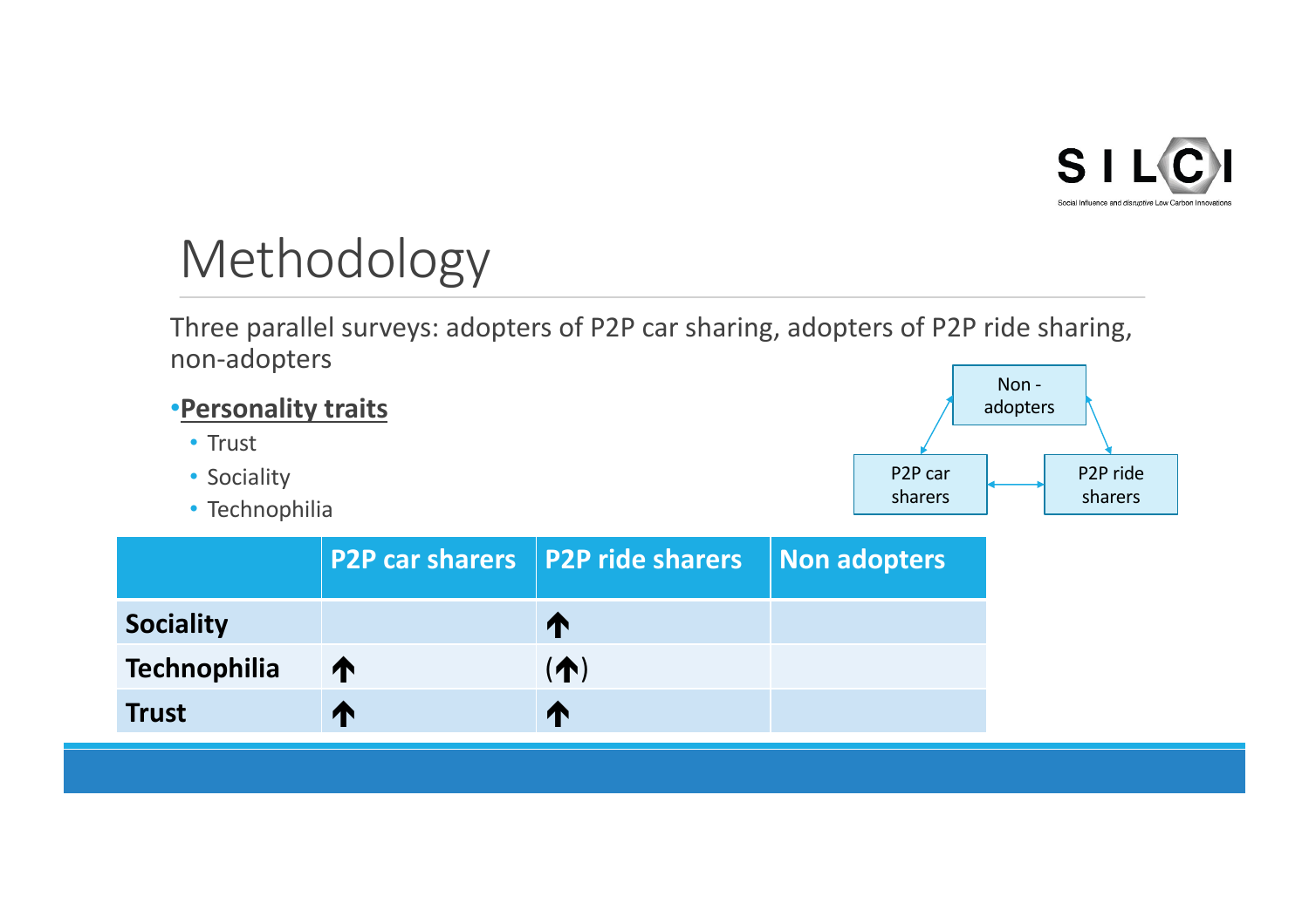# Methodology

Three parallel surveys: adopters of P2P car sharing, adopters of P2P ride sharing, non-adopters

- **Personality traits**
  - Trust
  - Sociality
  - Technophilia

Non - adopters

P2P car sharers

P2P ride sharers

| | P2P car sharers | P2P ride sharers | Non adopters |
|---|---|---|---|
| **Sociality** | | ↑ | |
| **Technophilia** | ↑ | (↑) | |
| **Trust** | ↑ | ↑ | |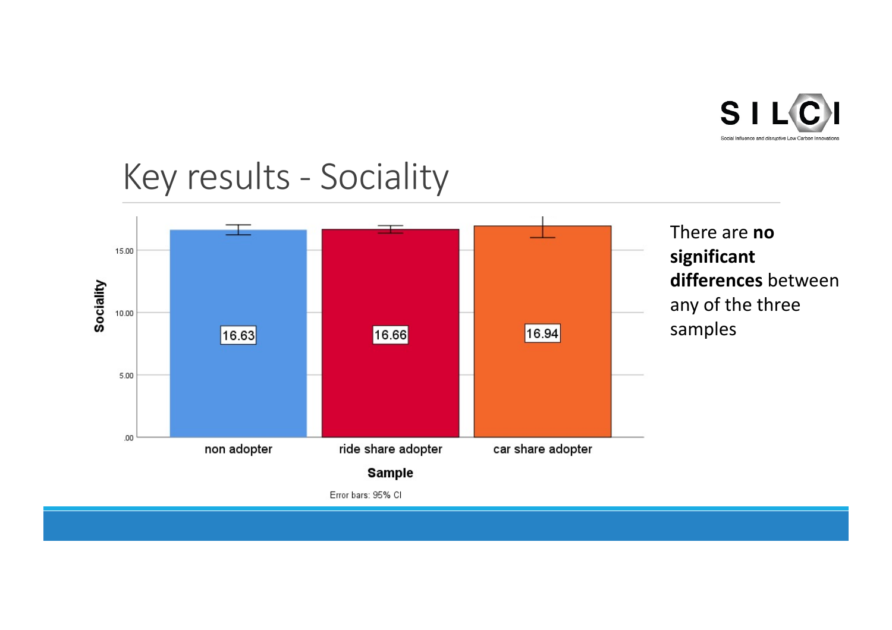# Key results - Sociality

| Sample | Sociality |
|---|---|
| non adopter | 16.63 |
| ride share adopter | 16.66 |
| car share adopter | 16.94 |

Error bars: 95% CI

There are **no significant differences** between any of the three samples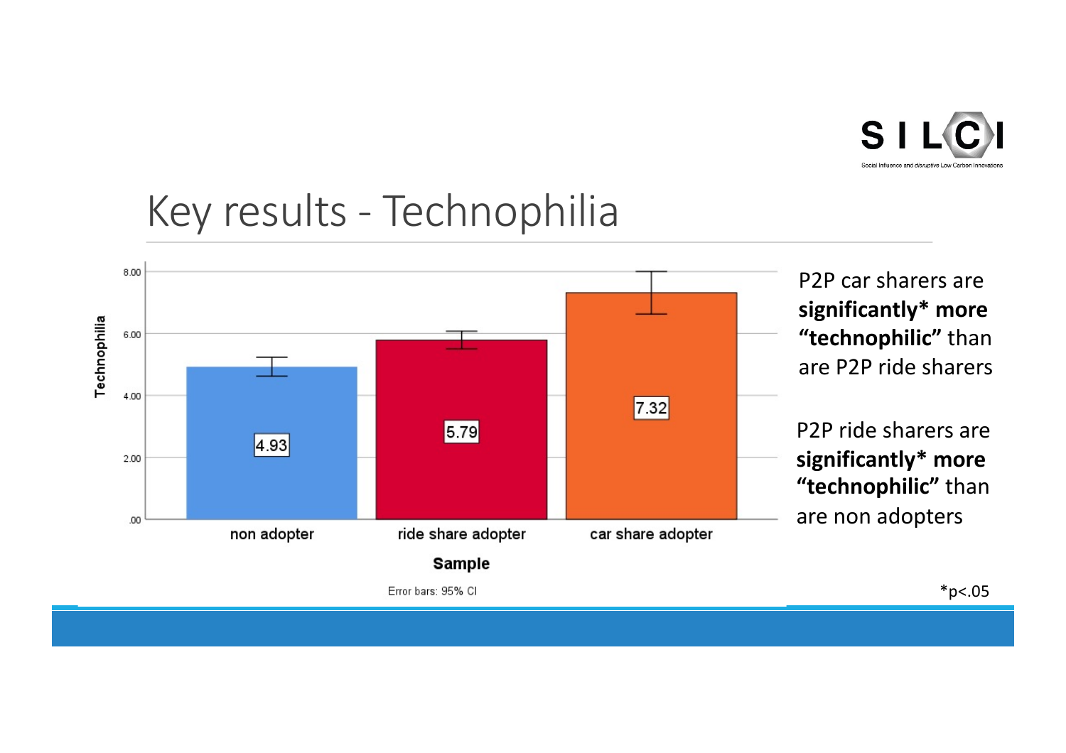# Key results - Technophilia

| Sample | Technophilia |
|---|---|
| non adopter | 4.93 |
| ride share adopter | 5.79 |
| car share adopter | 7.32 |

Error bars: 95% CI

P2P car sharers are **significantly* more "technophilic"** than are P2P ride sharers

P2P ride sharers are **significantly* more "technophilic"** than are non adopters

*p<.05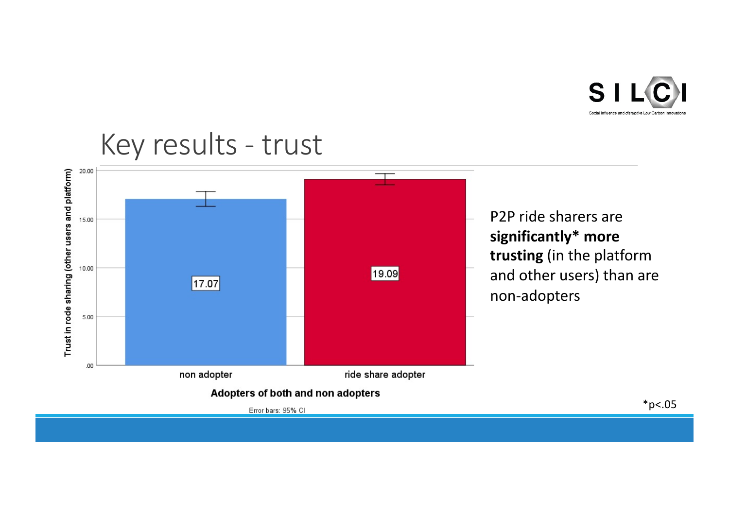# Key results - trust

Trust in rode sharing (other users and platform)

| Adopters of both and non adopters | Trust in rode sharing (other users and platform) |
| --- | --- |
| non adopter | 17.07 |
| ride share adopter | 19.09 |

Error bars: 95% CI

P2P ride sharers are **significantly* more trusting** (in the platform and other users) than are non-adopters

*p<.05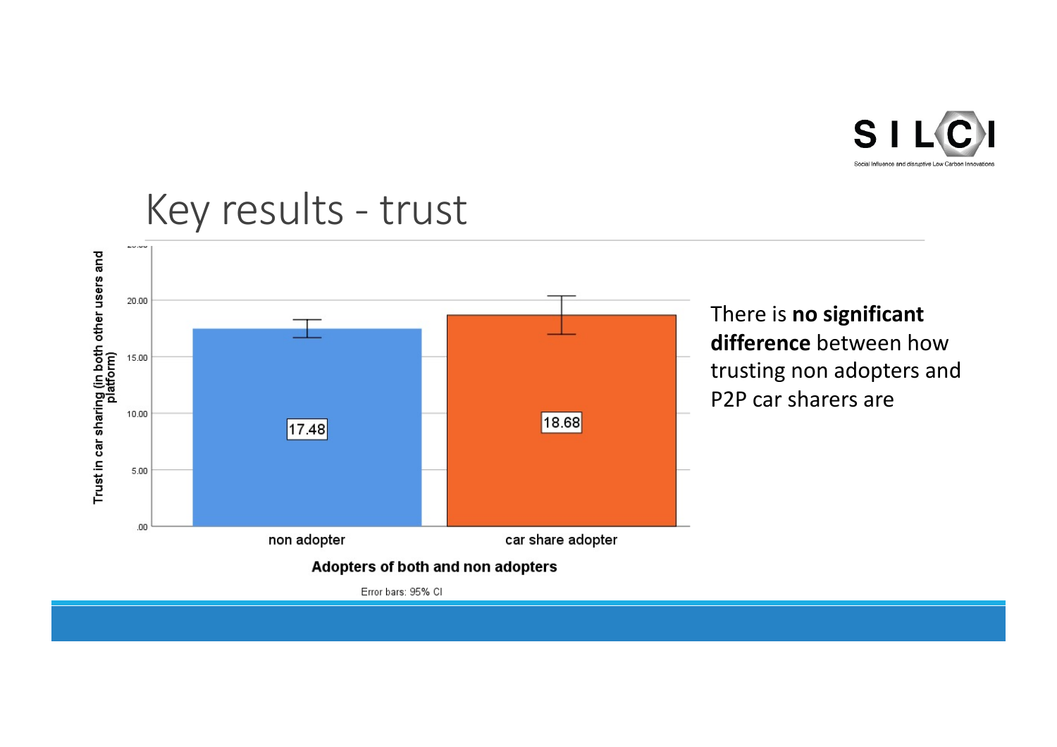# Key results - trust

Trust in car sharing (in both other users and platform)

| Adopters of both and non adopters | Trust in car sharing (in both other users and platform) |
|---|---|
| non adopter | 17.48 |
| car share adopter | 18.68 |

Error bars: 95% CI

There is **no significant difference** between how trusting non adopters and P2P car sharers are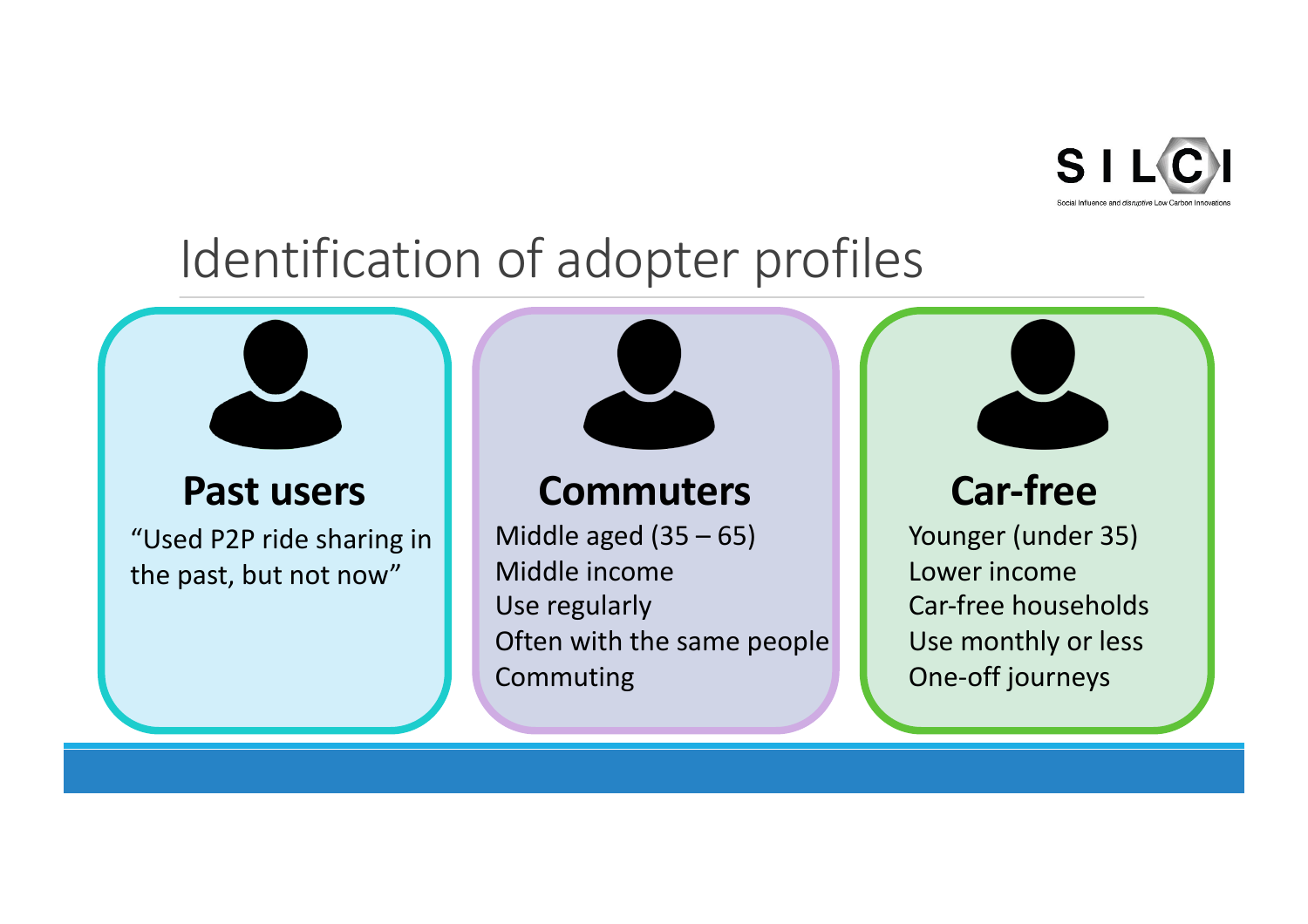# Identification of adopter profiles

### Past users

"Used P2P ride sharing in the past, but not now"

### Commuters

- Middle aged (35 – 65)
- Middle income
- Use regularly
- Often with the same people
- Commuting

### Car-free

- Younger (under 35)
- Lower income
- Car-free households
- Use monthly or less
- One-off journeys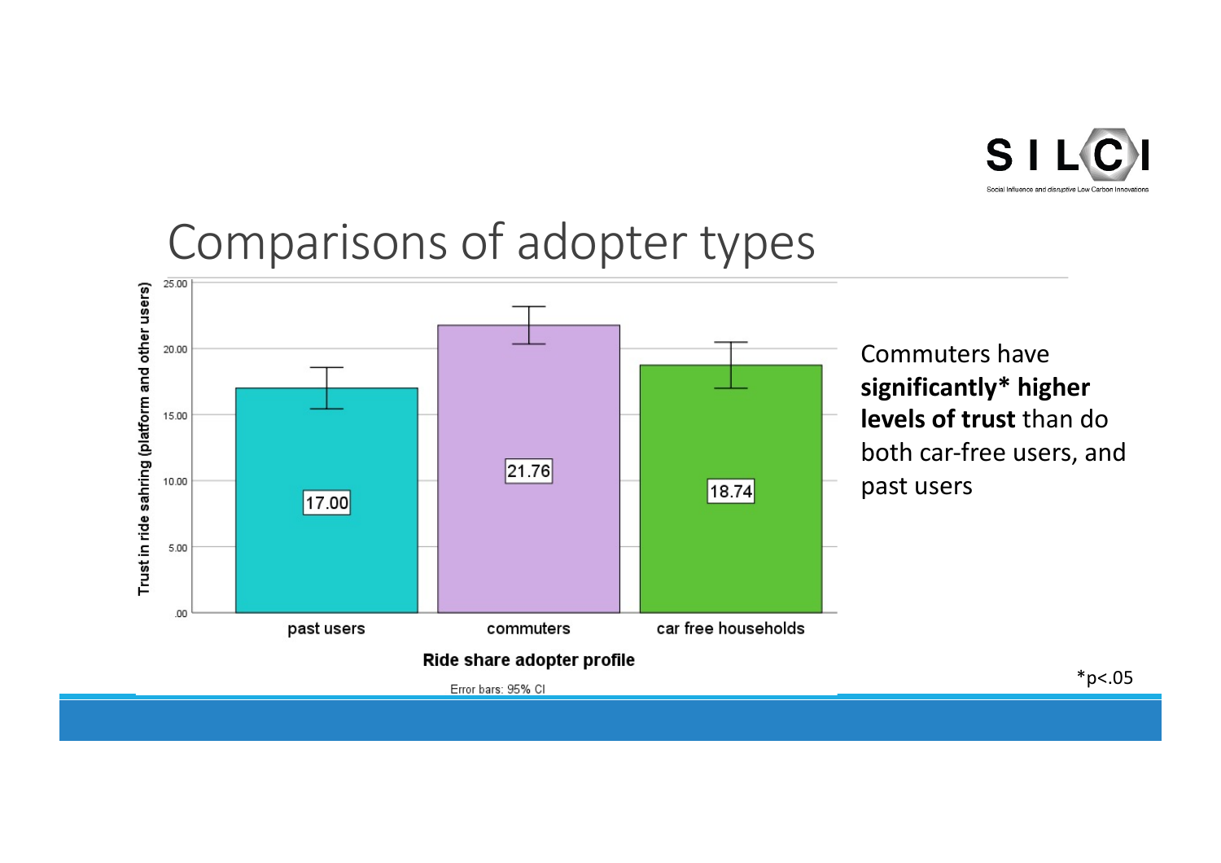# Comparisons of adopter types

| Ride share adopter profile | Trust in ride sahring (platform and other users) |
|---|---|
| past users | 17.00 |
| commuters | 21.76 |
| car free households | 18.74 |

Error bars: 95% CI

Commuters have **significantly* higher levels of trust** than do both car-free users, and past users

*p<.05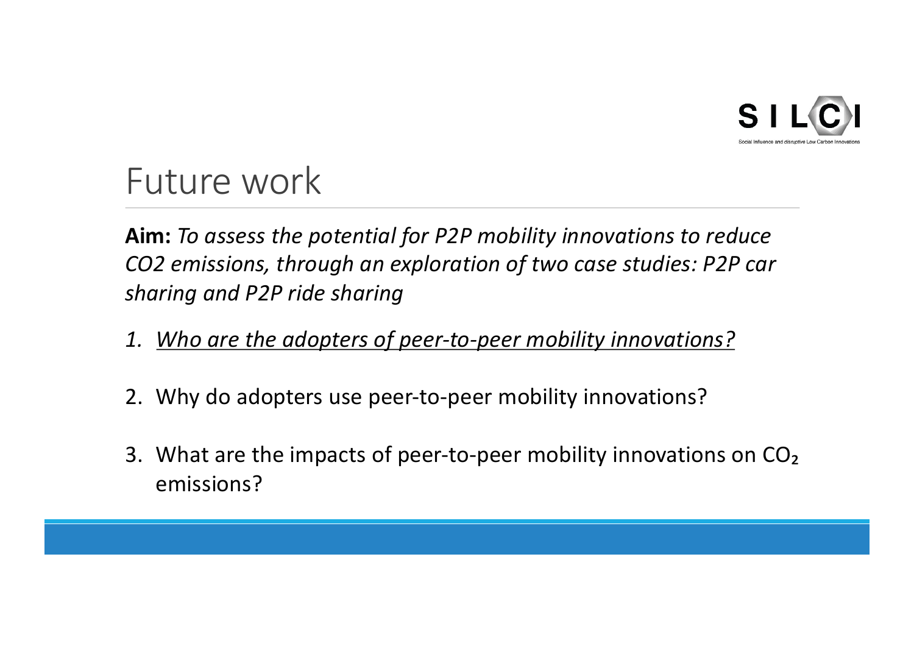# Future work

**Aim:** *To assess the potential for P2P mobility innovations to reduce CO2 emissions, through an exploration of two case studies: P2P car sharing and P2P ride sharing*

1. *Who are the adopters of peer-to-peer mobility innovations?*

2. Why do adopters use peer-to-peer mobility innovations?

3. What are the impacts of peer-to-peer mobility innovations on $CO_2$ emissions?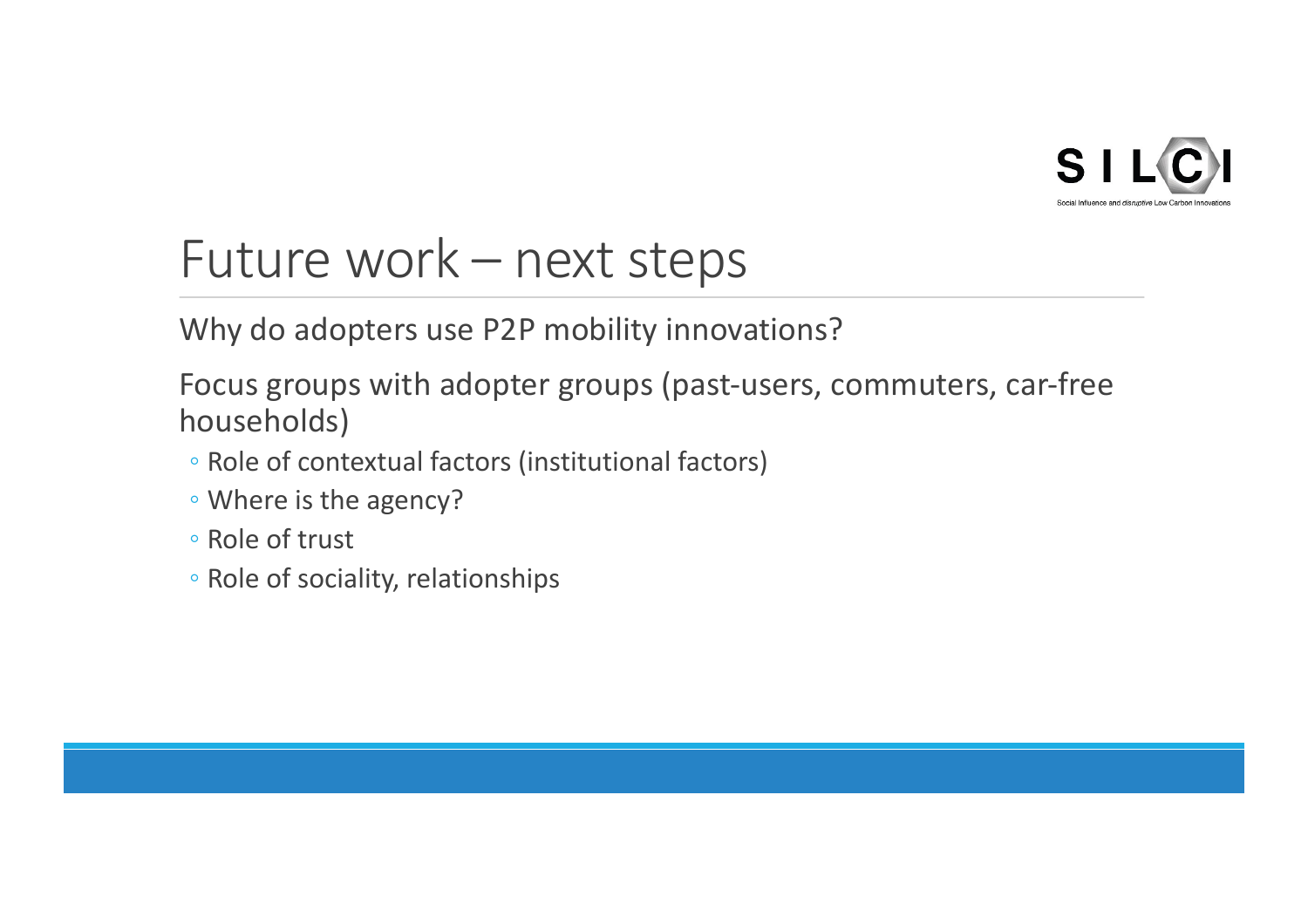# Future work – next steps

Why do adopters use P2P mobility innovations?

Focus groups with adopter groups (past-users, commuters, car-free households)

- Role of contextual factors (institutional factors)
- Where is the agency?
- Role of trust
- Role of sociality, relationships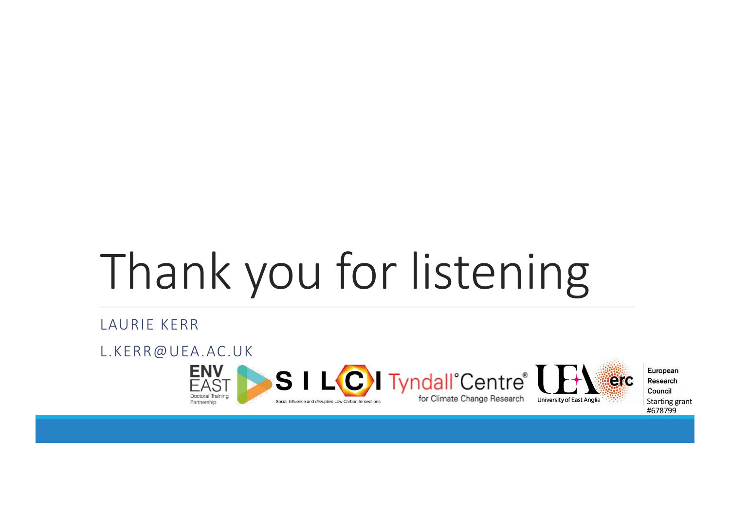# Thank you for listening

LAURIE KERR

L.KERR@UEA.AC.UK

ENV EAST Doctoral Training Partnership

SILCI Social Influence and *disruptive* Low Carbon Innovations

Tyndall°Centre® for Climate Change Research

UEA University of East Anglia

erc European Research Council

Starting grant #678799